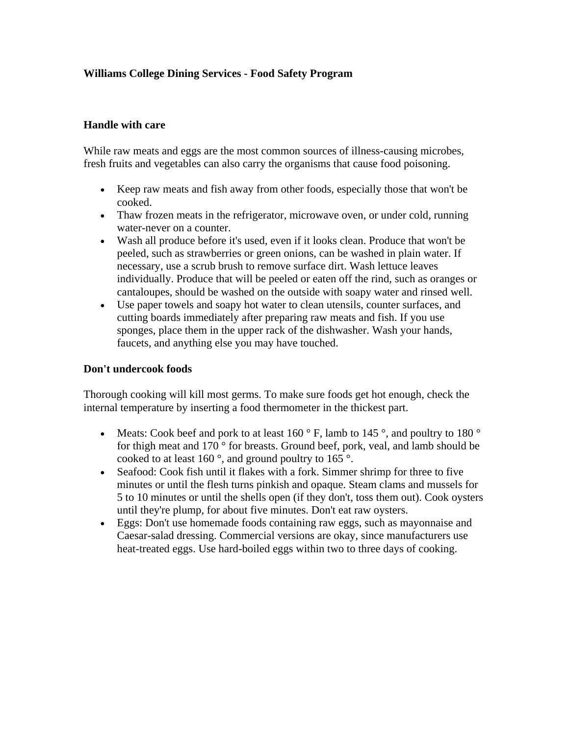**Williams College Dining Services - Food Safety Program**

**Handle with care**

While raw meats and eggs are the most common sources of illness-causing microbes, fresh fruits and vegetables can also carry the organisms that cause food poisoning.

- Keep raw meats and fish away from other foods, especially those that won't be cooked.
- Thaw frozen meats in the refrigerator, microwave oven, or under cold, running water-never on a counter.
- Wash all produce before it's used, even if it looks clean. Produce that won't be peeled, such as strawberries or green onions, can be washed in plain water. If necessary, use a scrub brush to remove surface dirt. Wash lettuce leaves individually. Produce that will be peeled or eaten off the rind, such as oranges or cantaloupes, should be washed on the outside with soapy water and rinsed well.
- Use paper towels and soapy hot water to clean utensils, counter surfaces, and cutting boards immediately after preparing raw meats and fish. If you use sponges, place them in the upper rack of the dishwasher. Wash your hands, faucets, and anything else you may have touched.

**Don't undercook foods**

Thorough cooking will kill most germs. To make sure foods get hot enough, check the internal temperature by inserting a food thermometer in the thickest part.

- Meats: Cook beef and pork to at least 160 ° F, lamb to 145 °, and poultry to 180 ° for thigh meat and 170 ° for breasts. Ground beef, pork, veal, and lamb should be cooked to at least 160 °, and ground poultry to 165 °.
- Seafood: Cook fish until it flakes with a fork. Simmer shrimp for three to five minutes or until the flesh turns pinkish and opaque. Steam clams and mussels for 5 to 10 minutes or until the shells open (if they don't, toss them out). Cook oysters until they're plump, for about five minutes. Don't eat raw oysters.
- Eggs: Don't use homemade foods containing raw eggs, such as mayonnaise and Caesar-salad dressing. Commercial versions are okay, since manufacturers use heat-treated eggs. Use hard-boiled eggs within two to three days of cooking.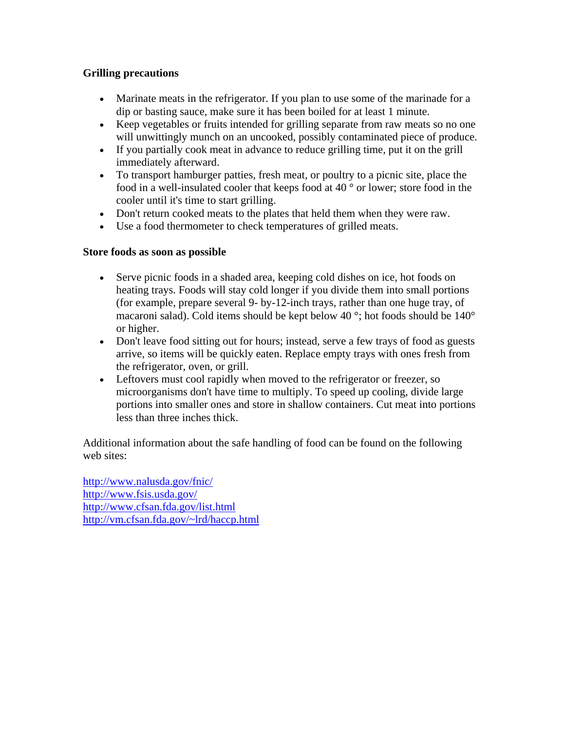**Grilling precautions**

- Marinate meats in the refrigerator. If you plan to use some of the marinade for a dip or basting sauce, make sure it has been boiled for at least 1 minute.
- Keep vegetables or fruits intended for grilling separate from raw meats so no one will unwittingly munch on an uncooked, possibly contaminated piece of produce.
- If you partially cook meat in advance to reduce grilling time, put it on the grill immediately afterward.
- To transport hamburger patties, fresh meat, or poultry to a picnic site, place the food in a well-insulated cooler that keeps food at 40 ° or lower; store food in the cooler until it's time to start grilling.
- Don't return cooked meats to the plates that held them when they were raw.
- Use a food thermometer to check temperatures of grilled meats.

**Store foods as soon as possible**

- Serve picnic foods in a shaded area, keeping cold dishes on ice, hot foods on heating trays. Foods will stay cold longer if you divide them into small portions (for example, prepare several 9- by-12-inch trays, rather than one huge tray, of macaroni salad). Cold items should be kept below 40 °; hot foods should be 140° or higher.
- Don't leave food sitting out for hours; instead, serve a few trays of food as guests arrive, so items will be quickly eaten. Replace empty trays with ones fresh from the refrigerator, oven, or grill.
- Leftovers must cool rapidly when moved to the refrigerator or freezer, so microorganisms don't have time to multiply. To speed up cooling, divide large portions into smaller ones and store in shallow containers. Cut meat into portions less than three inches thick.

Additional information about the safe handling of food can be found on the following web sites:

http://www.nalusda.gov/fnic/
http://www.fsis.usda.gov/
http://www.cfsan.fda.gov/list.html
http://vm.cfsan.fda.gov/~lrd/haccp.html